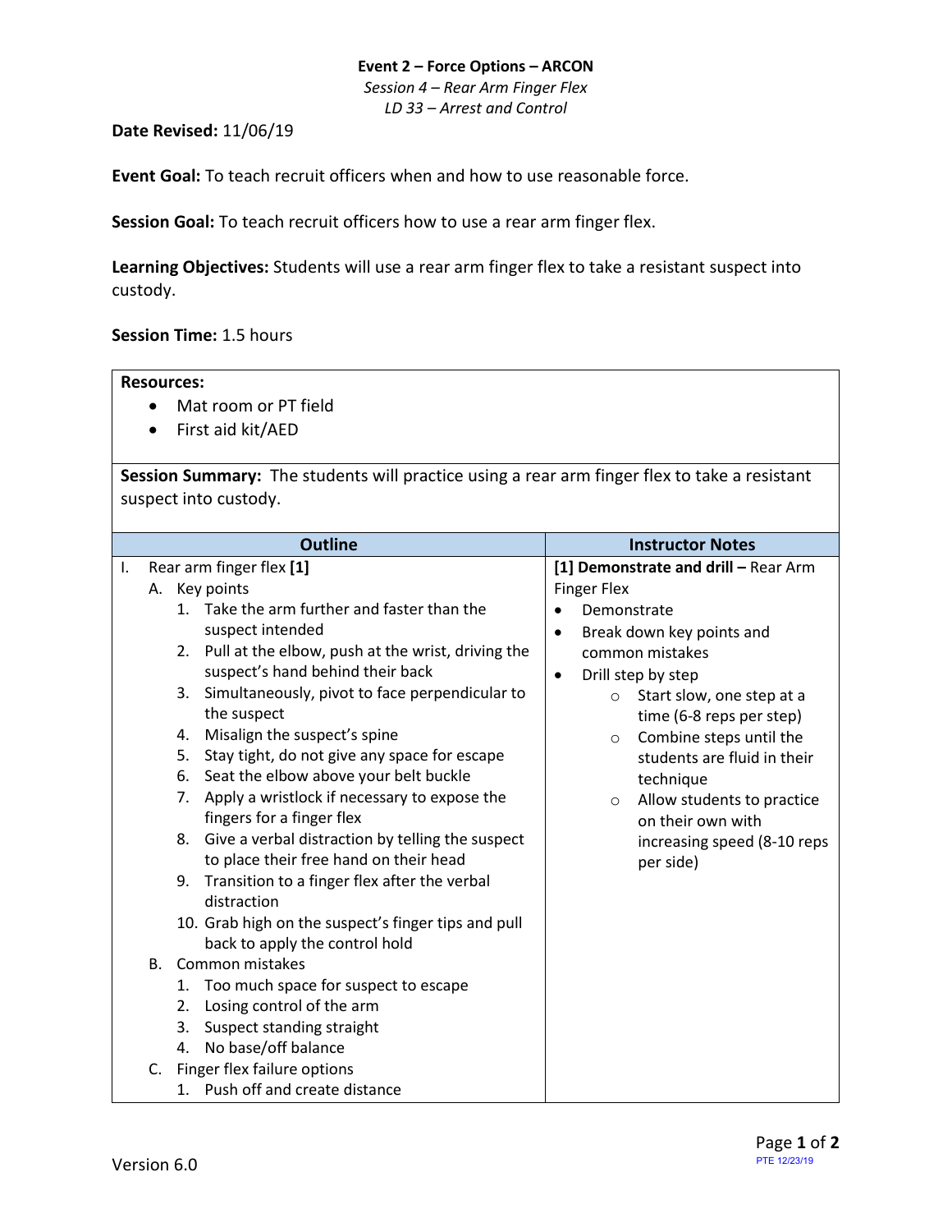**Event 2 – Force Options – ARCON**

*Session 4 – Rear Arm Finger Flex*

*LD 33 – Arrest and Control*

**Date Revised:** 11/06/19

**Event Goal:** To teach recruit officers when and how to use reasonable force.

**Session Goal:** To teach recruit officers how to use a rear arm finger flex.

**Learning Objectives:** Students will use a rear arm finger flex to take a resistant suspect into custody.

**Session Time:** 1.5 hours

**Resources:**

- Mat room or PT field
- First aid kit/AED

**Session Summary:** The students will practice using a rear arm finger flex to take a resistant suspect into custody.

| Outline | Instructor Notes |
| --- | --- |
| I. Rear arm finger flex **[1]**<br>A. Key points<br>1. Take the arm further and faster than the suspect intended<br>2. Pull at the elbow, push at the wrist, driving the suspect's hand behind their back<br>3. Simultaneously, pivot to face perpendicular to the suspect<br>4. Misalign the suspect's spine<br>5. Stay tight, do not give any space for escape<br>6. Seat the elbow above your belt buckle<br>7. Apply a wristlock if necessary to expose the fingers for a finger flex<br>8. Give a verbal distraction by telling the suspect to place their free hand on their head<br>9. Transition to a finger flex after the verbal distraction<br>10. Grab high on the suspect's finger tips and pull back to apply the control hold<br>B. Common mistakes<br>1. Too much space for suspect to escape<br>2. Losing control of the arm<br>3. Suspect standing straight<br>4. No base/off balance<br>C. Finger flex failure options<br>1. Push off and create distance | **[1] Demonstrate and drill –** Rear Arm Finger Flex<br>• Demonstrate<br>• Break down key points and common mistakes<br>• Drill step by step<br>○ Start slow, one step at a time (6-8 reps per step)<br>○ Combine steps until the students are fluid in their technique<br>○ Allow students to practice on their own with increasing speed (8-10 reps per side) |

Version 6.0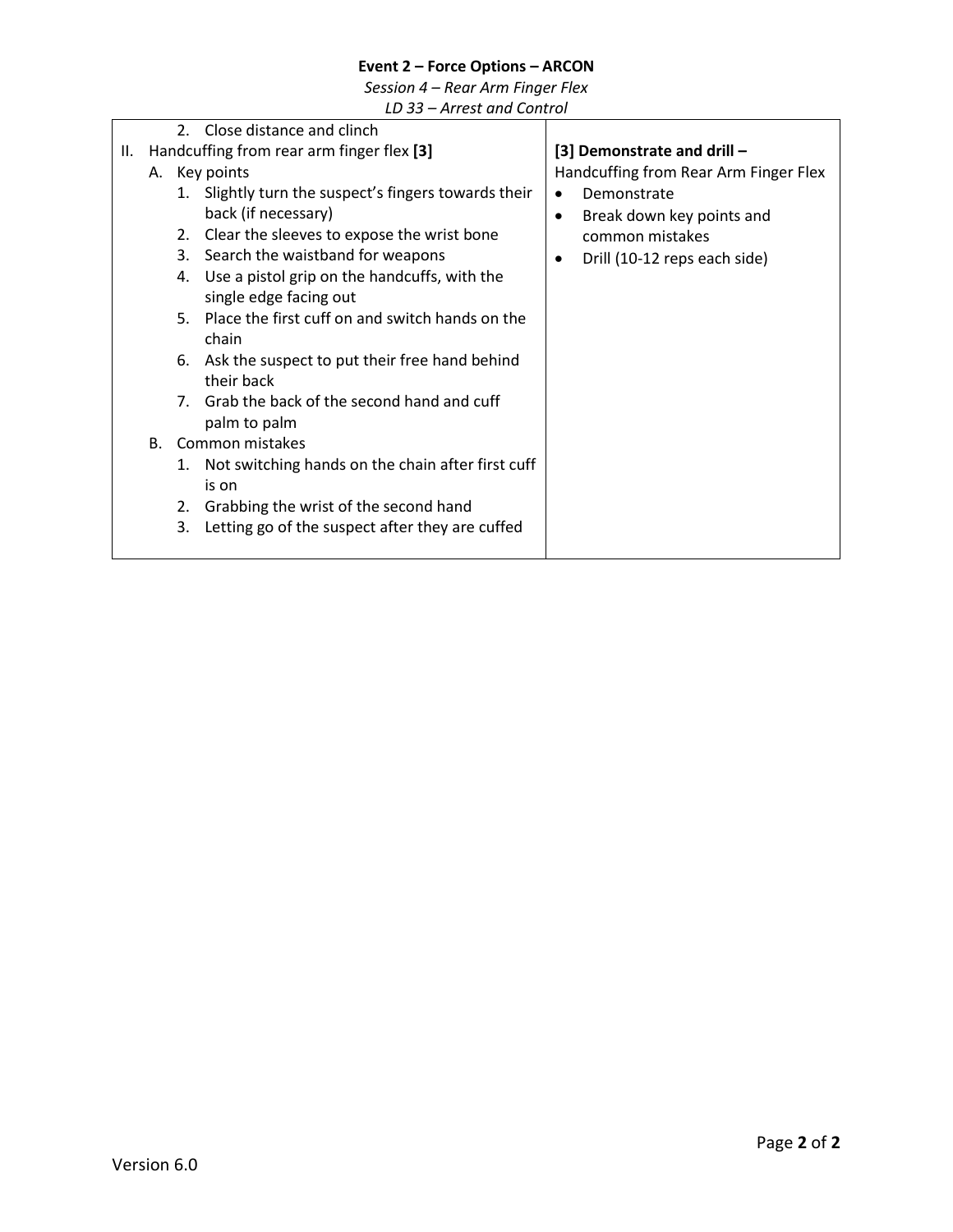| | |
|---|---|
| 2. Close distance and clinch<br>II. Handcuffing from rear arm finger flex **[3]**<br>A. Key points<br>1. Slightly turn the suspect's fingers towards their back (if necessary)<br>2. Clear the sleeves to expose the wrist bone<br>3. Search the waistband for weapons<br>4. Use a pistol grip on the handcuffs, with the single edge facing out<br>5. Place the first cuff on and switch hands on the chain<br>6. Ask the suspect to put their free hand behind their back<br>7. Grab the back of the second hand and cuff palm to palm<br>B. Common mistakes<br>1. Not switching hands on the chain after first cuff is on<br>2. Grabbing the wrist of the second hand<br>3. Letting go of the suspect after they are cuffed | **[3] Demonstrate and drill –**<br>Handcuffing from Rear Arm Finger Flex<br>• Demonstrate<br>• Break down key points and common mistakes<br>• Drill (10-12 reps each side) |